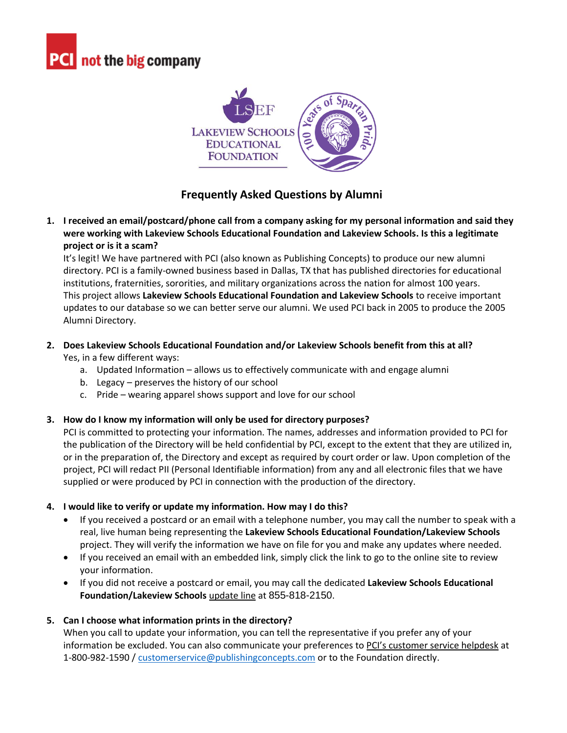# Frequently Asked Questions by Alumni

1. **I received an email/postcard/phone call from a company asking for my personal information and said they were working with Lakeview Schools Educational Foundation and Lakeview Schools. Is this a legitimate project or is it a scam?**
   It's legit! We have partnered with PCI (also known as Publishing Concepts) to produce our new alumni directory. PCI is a family-owned business based in Dallas, TX that has published directories for educational institutions, fraternities, sororities, and military organizations across the nation for almost 100 years. This project allows **Lakeview Schools Educational Foundation and Lakeview Schools** to receive important updates to our database so we can better serve our alumni. We used PCI back in 2005 to produce the 2005 Alumni Directory.

2. **Does Lakeview Schools Educational Foundation and/or Lakeview Schools benefit from this at all?**
   Yes, in a few different ways:
   a. Updated Information – allows us to effectively communicate with and engage alumni
   b. Legacy – preserves the history of our school
   c. Pride – wearing apparel shows support and love for our school

3. **How do I know my information will only be used for directory purposes?**
   PCI is committed to protecting your information. The names, addresses and information provided to PCI for the publication of the Directory will be held confidential by PCI, except to the extent that they are utilized in, or in the preparation of, the Directory and except as required by court order or law. Upon completion of the project, PCI will redact PII (Personal Identifiable information) from any and all electronic files that we have supplied or were produced by PCI in connection with the production of the directory.

4. **I would like to verify or update my information. How may I do this?**
   - If you received a postcard or an email with a telephone number, you may call the number to speak with a real, live human being representing the **Lakeview Schools Educational Foundation/Lakeview Schools** project. They will verify the information we have on file for you and make any updates where needed.
   - If you received an email with an embedded link, simply click the link to go to the online site to review your information.
   - If you did not receive a postcard or email, you may call the dedicated **Lakeview Schools Educational Foundation/Lakeview Schools** update line at 855-818-2150.

5. **Can I choose what information prints in the directory?**
   When you call to update your information, you can tell the representative if you prefer any of your information be excluded. You can also communicate your preferences to PCI's customer service helpdesk at 1-800-982-1590 / customerservice@publishingconcepts.com or to the Foundation directly.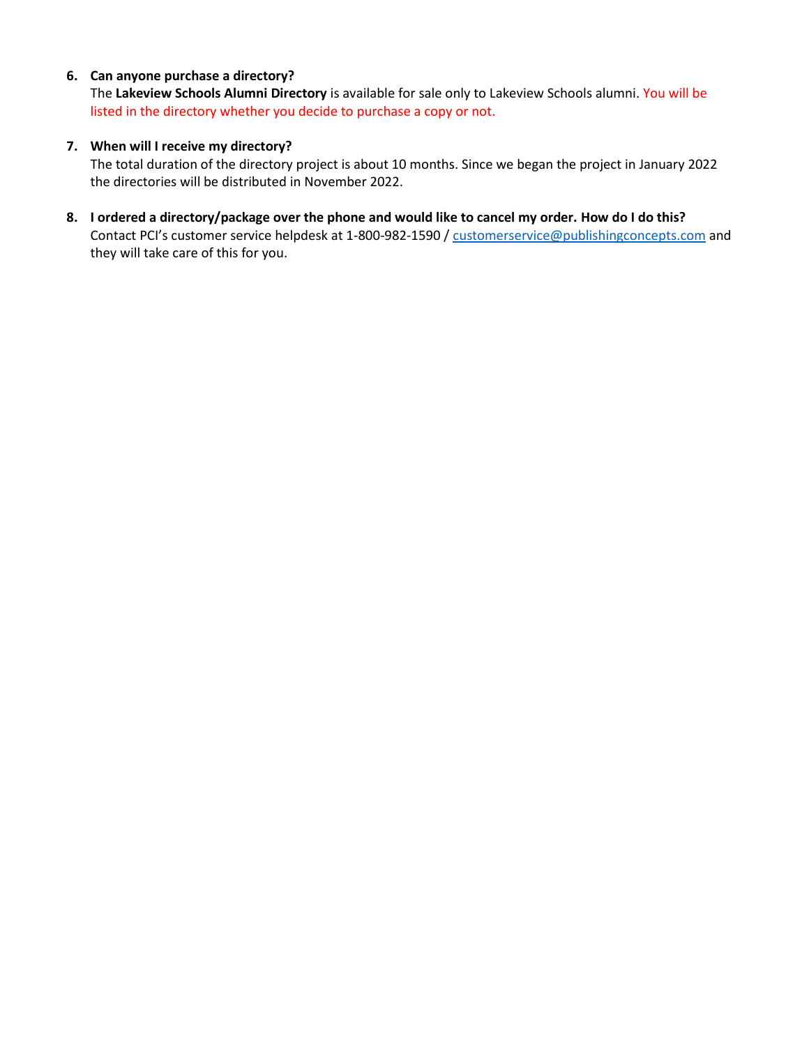6. **Can anyone purchase a directory?**
   The **Lakeview Schools Alumni Directory** is available for sale only to Lakeview Schools alumni. You will be listed in the directory whether you decide to purchase a copy or not.

7. **When will I receive my directory?**
   The total duration of the directory project is about 10 months. Since we began the project in January 2022 the directories will be distributed in November 2022.

8. **I ordered a directory/package over the phone and would like to cancel my order. How do I do this?**
   Contact PCI's customer service helpdesk at 1-800-982-1590 / customerservice@publishingconcepts.com and they will take care of this for you.